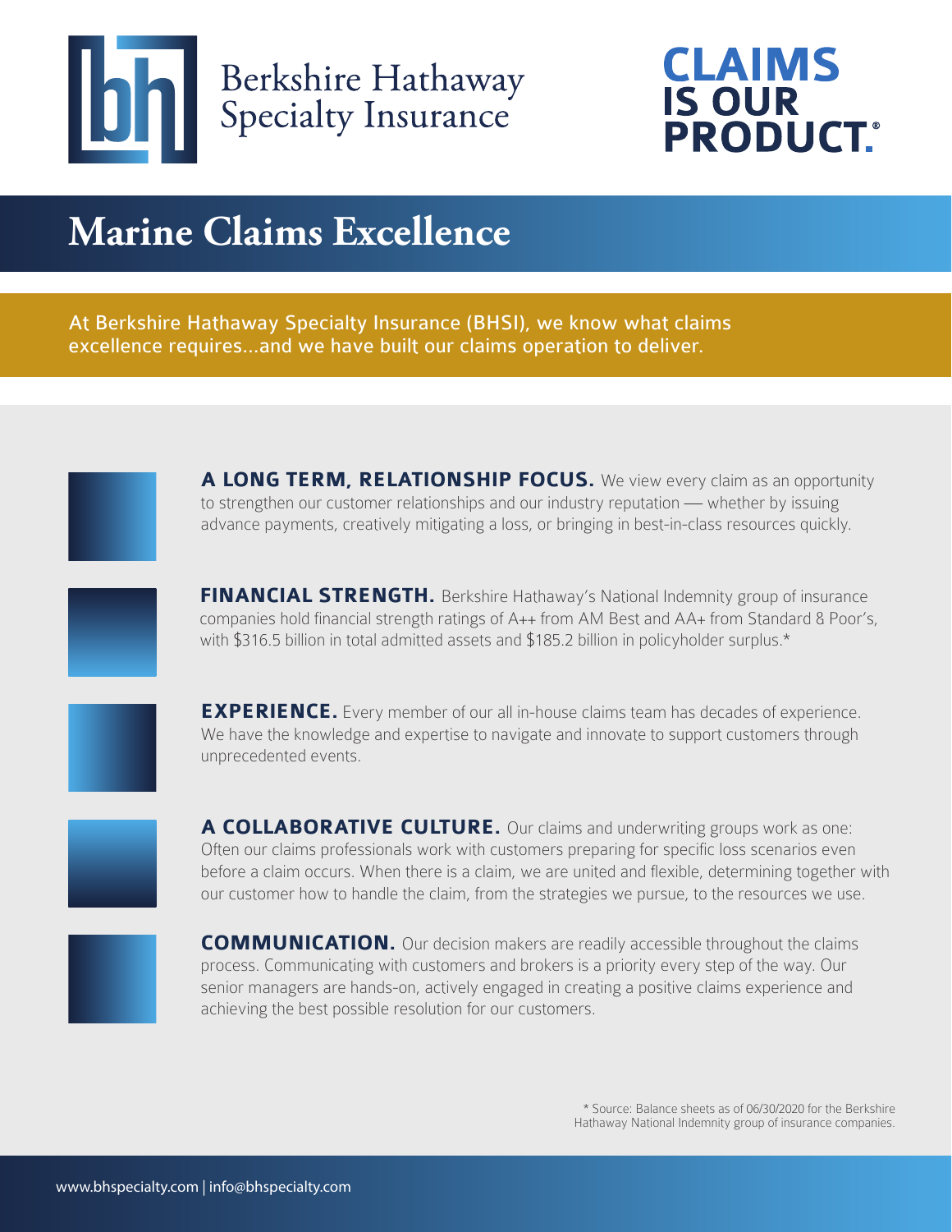Berkshire Hathaway Specialty Insurance

**CLAIMS IS OUR PRODUCT.®**

# Marine Claims Excellence

At Berkshire Hathaway Specialty Insurance (BHSI), we know what claims excellence requires...and we have built our claims operation to deliver.

**A LONG TERM, RELATIONSHIP FOCUS.** We view every claim as an opportunity to strengthen our customer relationships and our industry reputation — whether by issuing advance payments, creatively mitigating a loss, or bringing in best-in-class resources quickly.

**FINANCIAL STRENGTH.** Berkshire Hathaway's National Indemnity group of insurance companies hold financial strength ratings of A++ from AM Best and AA+ from Standard & Poor's, with $316.5 billion in total admitted assets and $185.2 billion in policyholder surplus.*

**EXPERIENCE.** Every member of our all in-house claims team has decades of experience. We have the knowledge and expertise to navigate and innovate to support customers through unprecedented events.

**A COLLABORATIVE CULTURE.** Our claims and underwriting groups work as one: Often our claims professionals work with customers preparing for specific loss scenarios even before a claim occurs. When there is a claim, we are united and flexible, determining together with our customer how to handle the claim, from the strategies we pursue, to the resources we use.

**COMMUNICATION.** Our decision makers are readily accessible throughout the claims process. Communicating with customers and brokers is a priority every step of the way. Our senior managers are hands-on, actively engaged in creating a positive claims experience and achieving the best possible resolution for our customers.

* Source: Balance sheets as of 06/30/2020 for the Berkshire Hathaway National Indemnity group of insurance companies.

www.bhspecialty.com | info@bhspecialty.com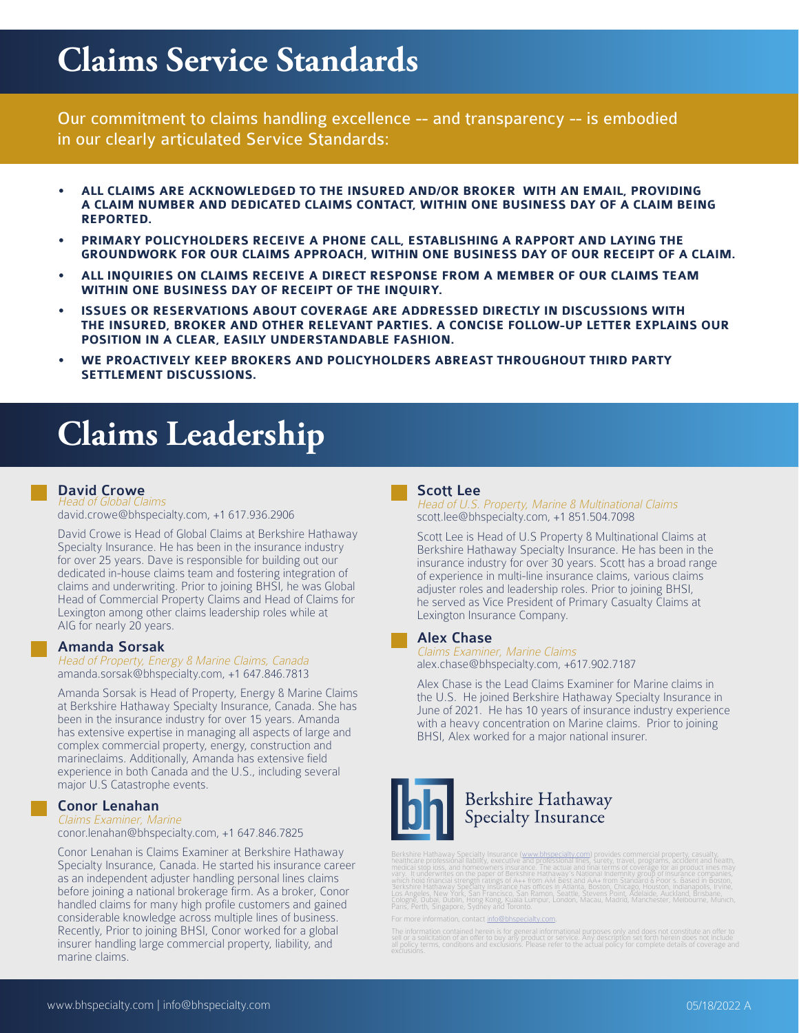# Claims Service Standards

Our commitment to claims handling excellence -- and transparency -- is embodied in our clearly articulated Service Standards:

- **ALL CLAIMS ARE ACKNOWLEDGED TO THE INSURED AND/OR BROKER WITH AN EMAIL, PROVIDING A CLAIM NUMBER AND DEDICATED CLAIMS CONTACT, WITHIN ONE BUSINESS DAY OF A CLAIM BEING REPORTED.**
- **PRIMARY POLICYHOLDERS RECEIVE A PHONE CALL, ESTABLISHING A RAPPORT AND LAYING THE GROUNDWORK FOR OUR CLAIMS APPROACH, WITHIN ONE BUSINESS DAY OF OUR RECEIPT OF A CLAIM.**
- **ALL INQUIRIES ON CLAIMS RECEIVE A DIRECT RESPONSE FROM A MEMBER OF OUR CLAIMS TEAM WITHIN ONE BUSINESS DAY OF RECEIPT OF THE INQUIRY.**
- **ISSUES OR RESERVATIONS ABOUT COVERAGE ARE ADDRESSED DIRECTLY IN DISCUSSIONS WITH THE INSURED, BROKER AND OTHER RELEVANT PARTIES. A CONCISE FOLLOW-UP LETTER EXPLAINS OUR POSITION IN A CLEAR, EASILY UNDERSTANDABLE FASHION.**
- **WE PROACTIVELY KEEP BROKERS AND POLICYHOLDERS ABREAST THROUGHOUT THIRD PARTY SETTLEMENT DISCUSSIONS.**

# Claims Leadership

### David Crowe

*Head of Global Claims*
david.crowe@bhspecialty.com, +1 617.936.2906

David Crowe is Head of Global Claims at Berkshire Hathaway Specialty Insurance. He has been in the insurance industry for over 25 years. Dave is responsible for building out our dedicated in-house claims team and fostering integration of claims and underwriting. Prior to joining BHSI, he was Global Head of Commercial Property Claims and Head of Claims for Lexington among other claims leadership roles while at AIG for nearly 20 years.

### Amanda Sorsak

*Head of Property, Energy & Marine Claims, Canada*
amanda.sorsak@bhspecialty.com, +1 647.846.7813

Amanda Sorsak is Head of Property, Energy & Marine Claims at Berkshire Hathaway Specialty Insurance, Canada. She has been in the insurance industry for over 15 years. Amanda has extensive expertise in managing all aspects of large and complex commercial property, energy, construction and marineclaims. Additionally, Amanda has extensive field experience in both Canada and the U.S., including several major U.S Catastrophe events.

### Conor Lenahan

*Claims Examiner, Marine*
conor.lenahan@bhspecialty.com, +1 647.846.7825

Conor Lenahan is Claims Examiner at Berkshire Hathaway Specialty Insurance, Canada. He started his insurance career as an independent adjuster handling personal lines claims before joining a national brokerage firm. As a broker, Conor handled claims for many high profile customers and gained considerable knowledge across multiple lines of business. Recently, Prior to joining BHSI, Conor worked for a global insurer handling large commercial property, liability, and marine claims.

### Scott Lee

*Head of U.S. Property, Marine & Multinational Claims*
scott.lee@bhspecialty.com, +1 851.504.7098

Scott Lee is Head of U.S Property & Multinational Claims at Berkshire Hathaway Specialty Insurance. He has been in the insurance industry for over 30 years. Scott has a broad range of experience in multi-line insurance claims, various claims adjuster roles and leadership roles. Prior to joining BHSI, he served as Vice President of Primary Casualty Claims at Lexington Insurance Company.

### Alex Chase

*Claims Examiner, Marine Claims*
alex.chase@bhspecialty.com, +617.902.7187

Alex Chase is the Lead Claims Examiner for Marine claims in the U.S. He joined Berkshire Hathaway Specialty Insurance in June of 2021. He has 10 years of insurance industry experience with a heavy concentration on Marine claims. Prior to joining BHSI, Alex worked for a major national insurer.

Berkshire Hathaway Specialty Insurance

Berkshire Hathaway Specialty Insurance (www.bhspecialty.com) provides commercial property, casualty, healthcare professional liability, executive and professional lines, surety, travel, programs, accident and health, medical stop loss, and homeowners insurance. The actual and final terms of coverage for all product lines may vary. It underwrites on the paper of Berkshire Hathaway's National Indemnity group of insurance companies, which hold financial strength ratings of A++ from AM Best and AA+ from Standard & Poor's. Based in Boston, Berkshire Hathaway Specialty Insurance has offices in Atlanta, Boston, Chicago, Houston, Indianapolis, Irvine, Los Angeles, New York, San Francisco, San Ramon, Seattle, Stevens Point, Adelaide, Auckland, Brisbane, Cologne, Dubai, Dublin, Hong Kong, Kuala Lumpur, London, Macau, Madrid, Manchester, Melbourne, Munich, Paris, Perth, Singapore, Sydney and Toronto.

For more information, contact info@bhspecialty.com.

The information contained herein is for general informational purposes only and does not constitute an offer to sell or a solicitation of an offer to buy any product or service. Any description set forth herein does not include all policy terms, conditions and exclusions. Please refer to the actual policy for complete details of coverage and exclusions.

www.bhspecialty.com | info@bhspecialty.com

05/18/2022 A